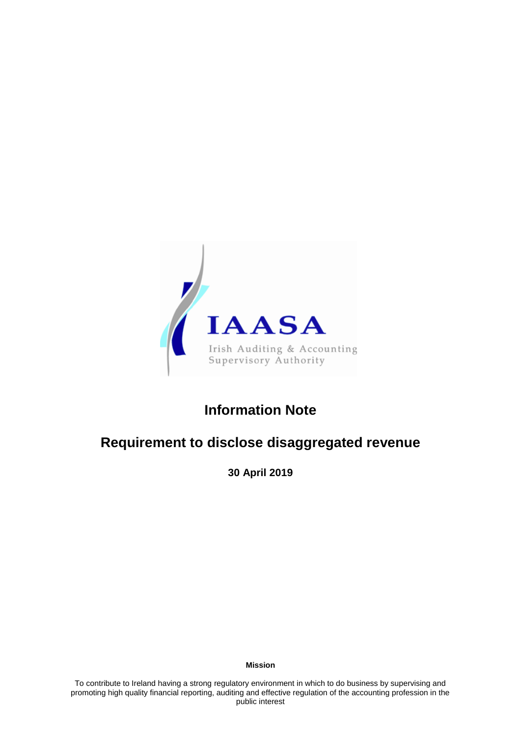IAASA

Irish Auditing & Accounting Supervisory Authority

# Information Note

## Requirement to disclose disaggregated revenue

**30 April 2019**

**Mission**

To contribute to Ireland having a strong regulatory environment in which to do business by supervising and promoting high quality financial reporting, auditing and effective regulation of the accounting profession in the public interest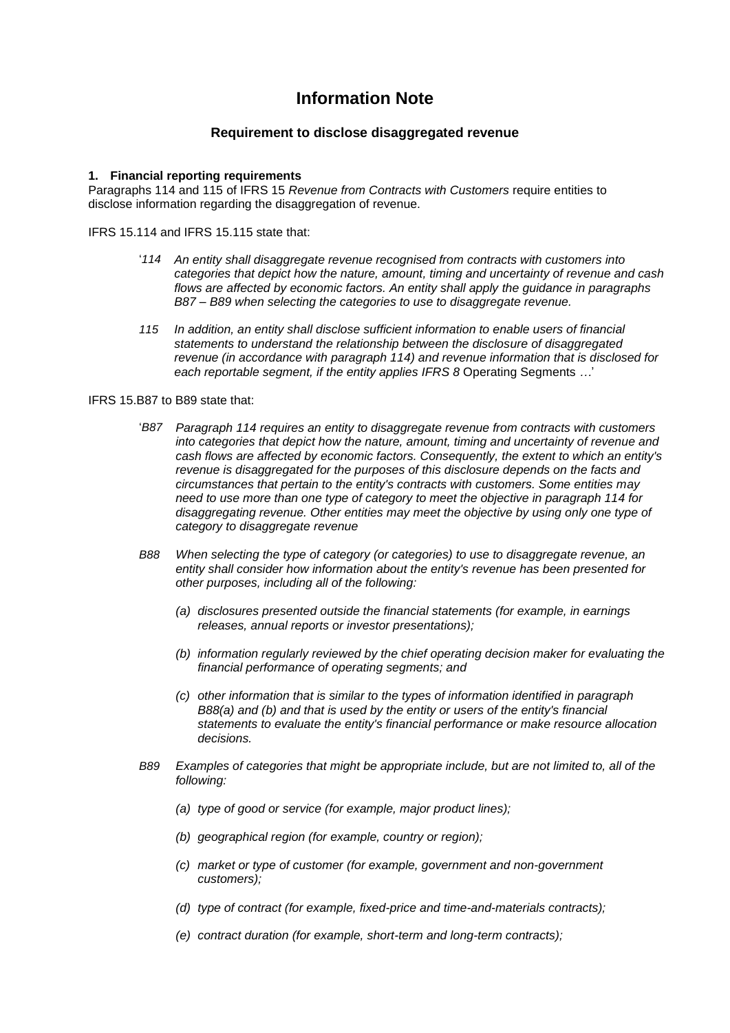# Information Note

## Requirement to disclose disaggregated revenue

**1. Financial reporting requirements**

Paragraphs 114 and 115 of IFRS 15 *Revenue from Contracts with Customers* require entities to disclose information regarding the disaggregation of revenue.

IFRS 15.114 and IFRS 15.115 state that:

> '*114 An entity shall disaggregate revenue recognised from contracts with customers into categories that depict how the nature, amount, timing and uncertainty of revenue and cash flows are affected by economic factors. An entity shall apply the guidance in paragraphs B87 – B89 when selecting the categories to use to disaggregate revenue.*
>
> *115 In addition, an entity shall disclose sufficient information to enable users of financial statements to understand the relationship between the disclosure of disaggregated revenue (in accordance with paragraph 114) and revenue information that is disclosed for each reportable segment, if the entity applies IFRS 8* Operating Segments *…*'

IFRS 15.B87 to B89 state that:

> '*B87 Paragraph 114 requires an entity to disaggregate revenue from contracts with customers into categories that depict how the nature, amount, timing and uncertainty of revenue and cash flows are affected by economic factors. Consequently, the extent to which an entity's revenue is disaggregated for the purposes of this disclosure depends on the facts and circumstances that pertain to the entity's contracts with customers. Some entities may need to use more than one type of category to meet the objective in paragraph 114 for disaggregating revenue. Other entities may meet the objective by using only one type of category to disaggregate revenue*
>
> *B88 When selecting the type of category (or categories) to use to disaggregate revenue, an entity shall consider how information about the entity's revenue has been presented for other purposes, including all of the following:*
>
> *(a) disclosures presented outside the financial statements (for example, in earnings releases, annual reports or investor presentations);*
>
> *(b) information regularly reviewed by the chief operating decision maker for evaluating the financial performance of operating segments; and*
>
> *(c) other information that is similar to the types of information identified in paragraph B88(a) and (b) and that is used by the entity or users of the entity's financial statements to evaluate the entity's financial performance or make resource allocation decisions.*
>
> *B89 Examples of categories that might be appropriate include, but are not limited to, all of the following:*
>
> *(a) type of good or service (for example, major product lines);*
>
> *(b) geographical region (for example, country or region);*
>
> *(c) market or type of customer (for example, government and non-government customers);*
>
> *(d) type of contract (for example, fixed-price and time-and-materials contracts);*
>
> *(e) contract duration (for example, short-term and long-term contracts);*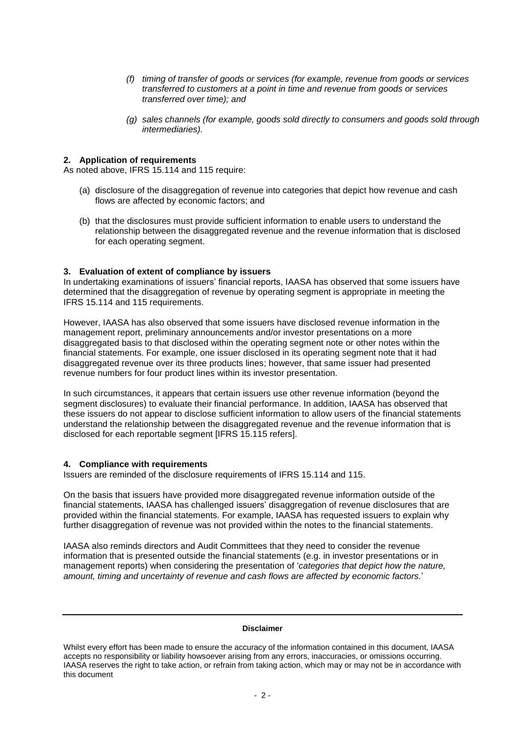*(f) timing of transfer of goods or services (for example, revenue from goods or services transferred to customers at a point in time and revenue from goods or services transferred over time); and*

*(g) sales channels (for example, goods sold directly to consumers and goods sold through intermediaries).*

## 2. Application of requirements

As noted above, IFRS 15.114 and 115 require:

(a) disclosure of the disaggregation of revenue into categories that depict how revenue and cash flows are affected by economic factors; and

(b) that the disclosures must provide sufficient information to enable users to understand the relationship between the disaggregated revenue and the revenue information that is disclosed for each operating segment.

## 3. Evaluation of extent of compliance by issuers

In undertaking examinations of issuers' financial reports, IAASA has observed that some issuers have determined that the disaggregation of revenue by operating segment is appropriate in meeting the IFRS 15.114 and 115 requirements.

However, IAASA has also observed that some issuers have disclosed revenue information in the management report, preliminary announcements and/or investor presentations on a more disaggregated basis to that disclosed within the operating segment note or other notes within the financial statements. For example, one issuer disclosed in its operating segment note that it had disaggregated revenue over its three products lines; however, that same issuer had presented revenue numbers for four product lines within its investor presentation.

In such circumstances, it appears that certain issuers use other revenue information (beyond the segment disclosures) to evaluate their financial performance. In addition, IAASA has observed that these issuers do not appear to disclose sufficient information to allow users of the financial statements understand the relationship between the disaggregated revenue and the revenue information that is disclosed for each reportable segment [IFRS 15.115 refers].

## 4. Compliance with requirements

Issuers are reminded of the disclosure requirements of IFRS 15.114 and 115.

On the basis that issuers have provided more disaggregated revenue information outside of the financial statements, IAASA has challenged issuers' disaggregation of revenue disclosures that are provided within the financial statements. For example, IAASA has requested issuers to explain why further disaggregation of revenue was not provided within the notes to the financial statements.

IAASA also reminds directors and Audit Committees that they need to consider the revenue information that is presented outside the financial statements (e.g. in investor presentations or in management reports) when considering the presentation of '*categories that depict how the nature, amount, timing and uncertainty of revenue and cash flows are affected by economic factors.*'

---

**Disclaimer**

Whilst every effort has been made to ensure the accuracy of the information contained in this document, IAASA accepts no responsibility or liability howsoever arising from any errors, inaccuracies, or omissions occurring. IAASA reserves the right to take action, or refrain from taking action, which may or may not be in accordance with this document